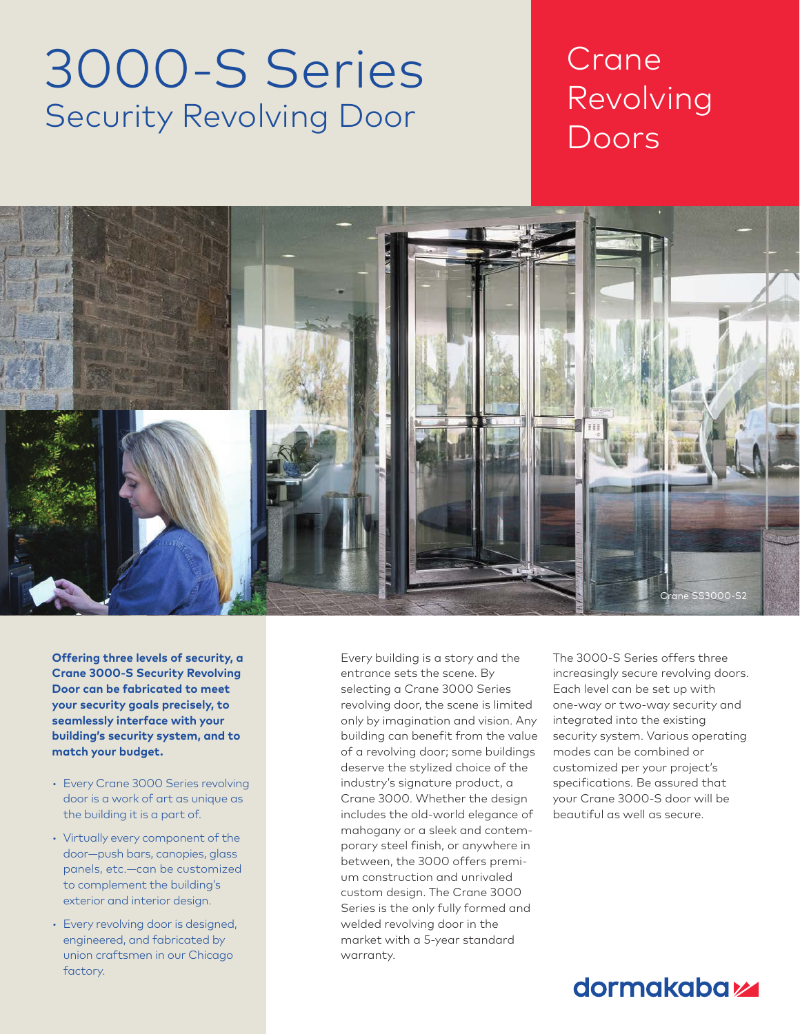# 3000-S Series
## Security Revolving Door

Crane Revolving Doors

Crane SS3000-S2

**Offering three levels of security, a Crane 3000-S Security Revolving Door can be fabricated to meet your security goals precisely, to seamlessly interface with your building's security system, and to match your budget.**

- Every Crane 3000 Series revolving door is a work of art as unique as the building it is a part of.
- Virtually every component of the door—push bars, canopies, glass panels, etc.—can be customized to complement the building's exterior and interior design.
- Every revolving door is designed, engineered, and fabricated by union craftsmen in our Chicago factory.

Every building is a story and the entrance sets the scene. By selecting a Crane 3000 Series revolving door, the scene is limited only by imagination and vision. Any building can benefit from the value of a revolving door; some buildings deserve the stylized choice of the industry's signature product, a Crane 3000. Whether the design includes the old-world elegance of mahogany or a sleek and contemporary steel finish, or anywhere in between, the 3000 offers premium construction and unrivaled custom design. The Crane 3000 Series is the only fully formed and welded revolving door in the market with a 5-year standard warranty.

The 3000-S Series offers three increasingly secure revolving doors. Each level can be set up with one-way or two-way security and integrated into the existing security system. Various operating modes can be combined or customized per your project's specifications. Be assured that your Crane 3000-S door will be beautiful as well as secure.

dormakaba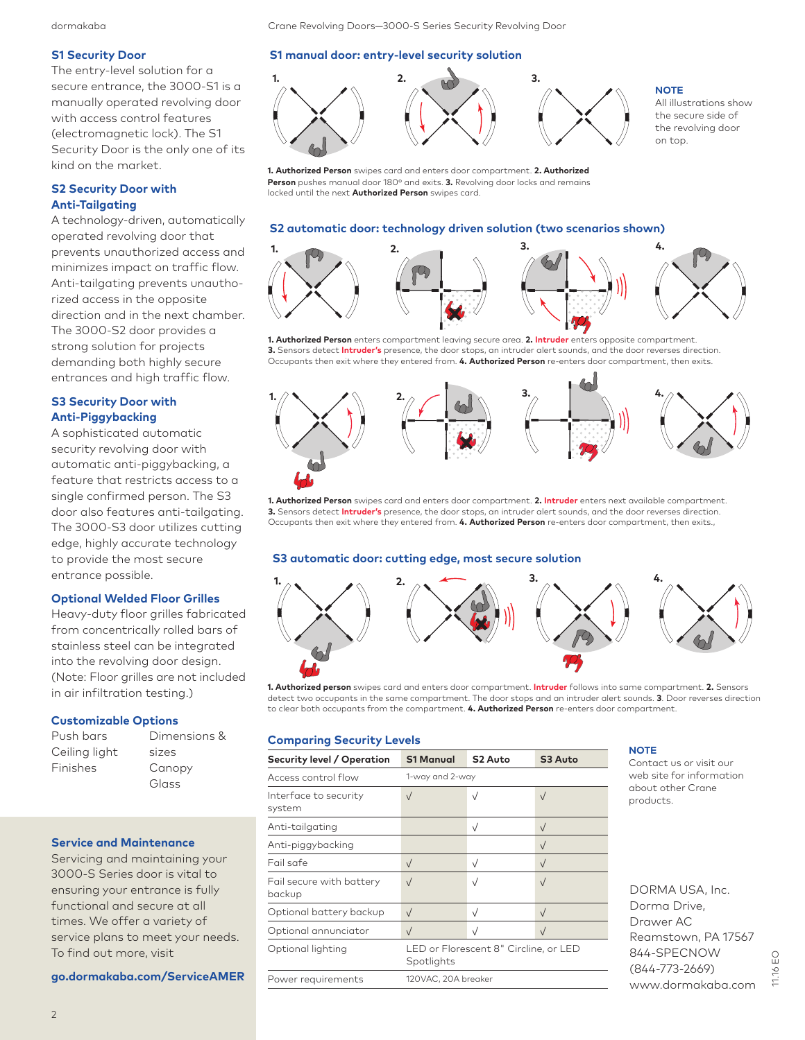## S1 Security Door

The entry-level solution for a secure entrance, the 3000-S1 is a manually operated revolving door with access control features (electromagnetic lock). The S1 Security Door is the only one of its kind on the market.

## S2 Security Door with Anti-Tailgating

A technology-driven, automatically operated revolving door that prevents unauthorized access and minimizes impact on traffic flow. Anti-tailgating prevents unauthorized access in the opposite direction and in the next chamber. The 3000-S2 door provides a strong solution for projects demanding both highly secure entrances and high traffic flow.

## S3 Security Door with Anti-Piggybacking

A sophisticated automatic security revolving door with automatic anti-piggybacking, a feature that restricts access to a single confirmed person. The S3 door also features anti-tailgating. The 3000-S3 door utilizes cutting edge, highly accurate technology to provide the most secure entrance possible.

## Optional Welded Floor Grilles

Heavy-duty floor grilles fabricated from concentrically rolled bars of stainless steel can be integrated into the revolving door design. (Note: Floor grilles are not included in air infiltration testing.)

## Customizable Options

| | |
|---|---|
| Push bars | Dimensions & sizes |
| Ceiling light | Canopy |
| Finishes | Glass |

## Service and Maintenance

Servicing and maintaining your 3000-S Series door is vital to ensuring your entrance is fully functional and secure at all times. We offer a variety of service plans to meet your needs. To find out more, visit

**go.dormakaba.com/ServiceAMER**

## S1 manual door: entry-level security solution

1. 2. 3.

**NOTE**
All illustrations show the secure side of the revolving door on top.

**1. Authorized Person** swipes card and enters door compartment. **2. Authorized Person** pushes manual door 180° and exits. **3.** Revolving door locks and remains locked until the next **Authorized Person** swipes card.

## S2 automatic door: technology driven solution (two scenarios shown)

1. 2. 3. 4.

**1. Authorized Person** enters compartment leaving secure area. **2. Intruder** enters opposite compartment. **3.** Sensors detect **Intruder's** presence, the door stops, an intruder alert sounds, and the door reverses direction. Occupants then exit where they entered from. **4. Authorized Person** re-enters door compartment, then exits.

1. 2. 3. 4.

**1. Authorized Person** swipes card and enters door compartment. **2. Intruder** enters next available compartment. **3.** Sensors detect **Intruder's** presence, the door stops, an intruder alert sounds, and the door reverses direction. Occupants then exit where they entered from. **4. Authorized Person** re-enters door compartment, then exits.,

## S3 automatic door: cutting edge, most secure solution

1. 2. 3. 4.

**1. Authorized person** swipes card and enters door compartment. **Intruder** follows into same compartment. **2.** Sensors detect two occupants in the same compartment. The door stops and an intruder alert sounds. **3**. Door reverses direction to clear both occupants from the compartment. **4. Authorized Person** re-enters door compartment.

## Comparing Security Levels

| Security level / Operation | S1 Manual | S2 Auto | S3 Auto |
|---|---|---|---|
| Access control flow | 1-way and 2-way | | |
| Interface to security system | √ | √ | √ |
| Anti-tailgating | | √ | √ |
| Anti-piggybacking | | | √ |
| Fail safe | √ | √ | √ |
| Fail secure with battery backup | √ | √ | √ |
| Optional battery backup | √ | √ | √ |
| Optional annunciator | √ | √ | √ |
| Optional lighting | LED or Florescent 8" Circline, or LED Spotlights | | |
| Power requirements | 120VAC, 20A breaker | | |

**NOTE**
Contact us or visit our web site for information about other Crane products.

DORMA USA, Inc.
Dorma Drive,
Drawer AC
Reamstown, PA 17567
844-SPECNOW
(844-773-2669)
www.dormakaba.com

11.16 EO